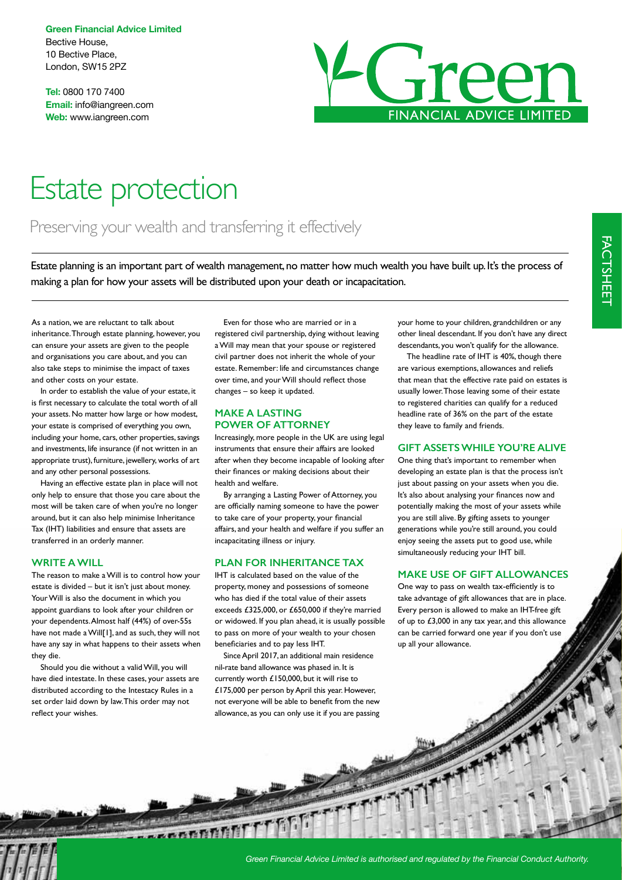**Green Financial Advice Limited**
Bective House,
10 Bective Place,
London, SW15 2PZ

**Tel:** 0800 170 7400
**Email:** info@iangreen.com
**Web:** www.iangreen.com

Green FINANCIAL ADVICE LIMITED

FACTSHEET

# Estate protection

## Preserving your wealth and transferring it effectively

Estate planning is an important part of wealth management, no matter how much wealth you have built up. It's the process of making a plan for how your assets will be distributed upon your death or incapacitation.

As a nation, we are reluctant to talk about inheritance. Through estate planning, however, you can ensure your assets are given to the people and organisations you care about, and you can also take steps to minimise the impact of taxes and other costs on your estate.

In order to establish the value of your estate, it is first necessary to calculate the total worth of all your assets. No matter how large or how modest, your estate is comprised of everything you own, including your home, cars, other properties, savings and investments, life insurance (if not written in an appropriate trust), furniture, jewellery, works of art and any other personal possessions.

Having an effective estate plan in place will not only help to ensure that those you care about the most will be taken care of when you're no longer around, but it can also help minimise Inheritance Tax (IHT) liabilities and ensure that assets are transferred in an orderly manner.

### WRITE A WILL

The reason to make a Will is to control how your estate is divided – but it isn't just about money. Your Will is also the document in which you appoint guardians to look after your children or your dependents. Almost half (44%) of over-55s have not made a Will[1], and as such, they will not have any say in what happens to their assets when they die.

Should you die without a valid Will, you will have died intestate. In these cases, your assets are distributed according to the Intestacy Rules in a set order laid down by law. This order may not reflect your wishes.

Even for those who are married or in a registered civil partnership, dying without leaving a Will may mean that your spouse or registered civil partner does not inherit the whole of your estate. Remember: life and circumstances change over time, and your Will should reflect those changes – so keep it updated.

### MAKE A LASTING POWER OF ATTORNEY

Increasingly, more people in the UK are using legal instruments that ensure their affairs are looked after when they become incapable of looking after their finances or making decisions about their health and welfare.

By arranging a Lasting Power of Attorney, you are officially naming someone to have the power to take care of your property, your financial affairs, and your health and welfare if you suffer an incapacitating illness or injury.

### PLAN FOR INHERITANCE TAX

IHT is calculated based on the value of the property, money and possessions of someone who has died if the total value of their assets exceeds £325,000, or £650,000 if they're married or widowed. If you plan ahead, it is usually possible to pass on more of your wealth to your chosen beneficiaries and to pay less IHT.

Since April 2017, an additional main residence nil-rate band allowance was phased in. It is currently worth £150,000, but it will rise to £175,000 per person by April this year. However, not everyone will be able to benefit from the new allowance, as you can only use it if you are passing your home to your children, grandchildren or any other lineal descendant. If you don't have any direct descendants, you won't qualify for the allowance.

The headline rate of IHT is 40%, though there are various exemptions, allowances and reliefs that mean that the effective rate paid on estates is usually lower. Those leaving some of their estate to registered charities can qualify for a reduced headline rate of 36% on the part of the estate they leave to family and friends.

### GIFT ASSETS WHILE YOU'RE ALIVE

One thing that's important to remember when developing an estate plan is that the process isn't just about passing on your assets when you die. It's also about analysing your finances now and potentially making the most of your assets while you are still alive. By gifting assets to younger generations while you're still around, you could enjoy seeing the assets put to good use, while simultaneously reducing your IHT bill.

### MAKE USE OF GIFT ALLOWANCES

One way to pass on wealth tax-efficiently is to take advantage of gift allowances that are in place. Every person is allowed to make an IHT-free gift of up to £3,000 in any tax year, and this allowance can be carried forward one year if you don't use up all your allowance.

*Green Financial Advice Limited is authorised and regulated by the Financial Conduct Authority.*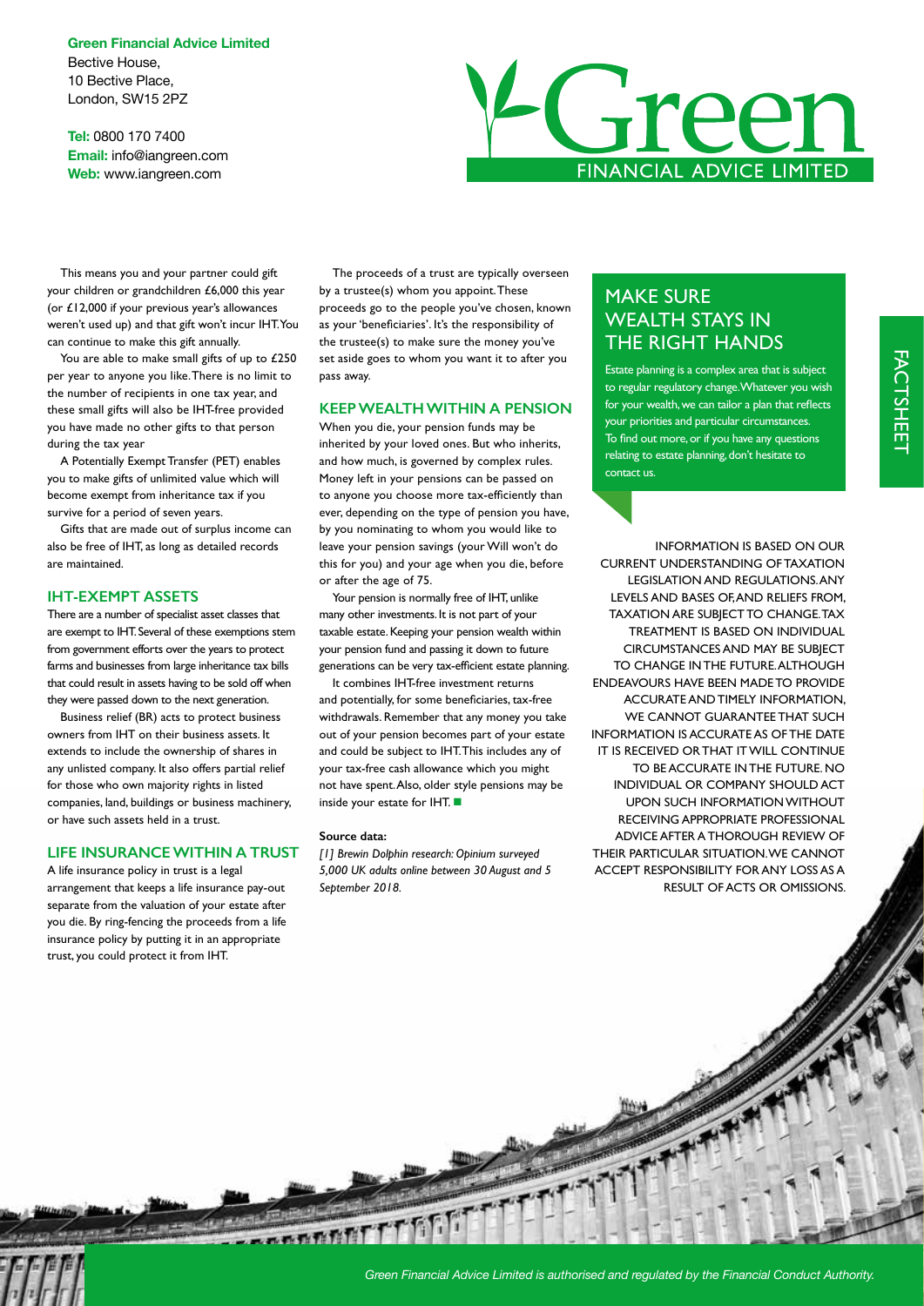**Green Financial Advice Limited**
Bective House,
10 Bective Place,
London, SW15 2PZ

**Tel:** 0800 170 7400
**Email:** info@iangreen.com
**Web:** www.iangreen.com

This means you and your partner could gift your children or grandchildren £6,000 this year (or £12,000 if your previous year's allowances weren't used up) and that gift won't incur IHT. You can continue to make this gift annually.

You are able to make small gifts of up to £250 per year to anyone you like. There is no limit to the number of recipients in one tax year, and these small gifts will also be IHT-free provided you have made no other gifts to that person during the tax year

A Potentially Exempt Transfer (PET) enables you to make gifts of unlimited value which will become exempt from inheritance tax if you survive for a period of seven years.

Gifts that are made out of surplus income can also be free of IHT, as long as detailed records are maintained.

## IHT-EXEMPT ASSETS

There are a number of specialist asset classes that are exempt to IHT. Several of these exemptions stem from government efforts over the years to protect farms and businesses from large inheritance tax bills that could result in assets having to be sold off when they were passed down to the next generation.

Business relief (BR) acts to protect business owners from IHT on their business assets. It extends to include the ownership of shares in any unlisted company. It also offers partial relief for those who own majority rights in listed companies, land, buildings or business machinery, or have such assets held in a trust.

## LIFE INSURANCE WITHIN A TRUST

A life insurance policy in trust is a legal arrangement that keeps a life insurance pay-out separate from the valuation of your estate after you die. By ring-fencing the proceeds from a life insurance policy by putting it in an appropriate trust, you could protect it from IHT.

The proceeds of a trust are typically overseen by a trustee(s) whom you appoint. These proceeds go to the people you've chosen, known as your 'beneficiaries'. It's the responsibility of the trustee(s) to make sure the money you've set aside goes to whom you want it to after you pass away.

## KEEP WEALTH WITHIN A PENSION

When you die, your pension funds may be inherited by your loved ones. But who inherits, and how much, is governed by complex rules. Money left in your pensions can be passed on to anyone you choose more tax-efficiently than ever, depending on the type of pension you have, by you nominating to whom you would like to leave your pension savings (your Will won't do this for you) and your age when you die, before or after the age of 75.

Your pension is normally free of IHT, unlike many other investments. It is not part of your taxable estate. Keeping your pension wealth within your pension fund and passing it down to future generations can be very tax-efficient estate planning.

It combines IHT-free investment returns and potentially, for some beneficiaries, tax-free withdrawals. Remember that any money you take out of your pension becomes part of your estate and could be subject to IHT. This includes any of your tax-free cash allowance which you might not have spent. Also, older style pensions may be inside your estate for IHT. ■

**Source data:**

*[1] Brewin Dolphin research: Opinium surveyed 5,000 UK adults online between 30 August and 5 September 2018.*

## MAKE SURE WEALTH STAYS IN THE RIGHT HANDS

Estate planning is a complex area that is subject to regular regulatory change. Whatever you wish for your wealth, we can tailor a plan that reflects your priorities and particular circumstances. To find out more, or if you have any questions relating to estate planning, don't hesitate to contact us.

INFORMATION IS BASED ON OUR CURRENT UNDERSTANDING OF TAXATION LEGISLATION AND REGULATIONS. ANY LEVELS AND BASES OF, AND RELIEFS FROM, TAXATION ARE SUBJECT TO CHANGE. TAX TREATMENT IS BASED ON INDIVIDUAL CIRCUMSTANCES AND MAY BE SUBJECT TO CHANGE IN THE FUTURE. ALTHOUGH ENDEAVOURS HAVE BEEN MADE TO PROVIDE ACCURATE AND TIMELY INFORMATION, WE CANNOT GUARANTEE THAT SUCH INFORMATION IS ACCURATE AS OF THE DATE IT IS RECEIVED OR THAT IT WILL CONTINUE TO BE ACCURATE IN THE FUTURE. NO INDIVIDUAL OR COMPANY SHOULD ACT UPON SUCH INFORMATION WITHOUT RECEIVING APPROPRIATE PROFESSIONAL ADVICE AFTER A THOROUGH REVIEW OF THEIR PARTICULAR SITUATION. WE CANNOT ACCEPT RESPONSIBILITY FOR ANY LOSS AS A RESULT OF ACTS OR OMISSIONS.

*Green Financial Advice Limited is authorised and regulated by the Financial Conduct Authority.*